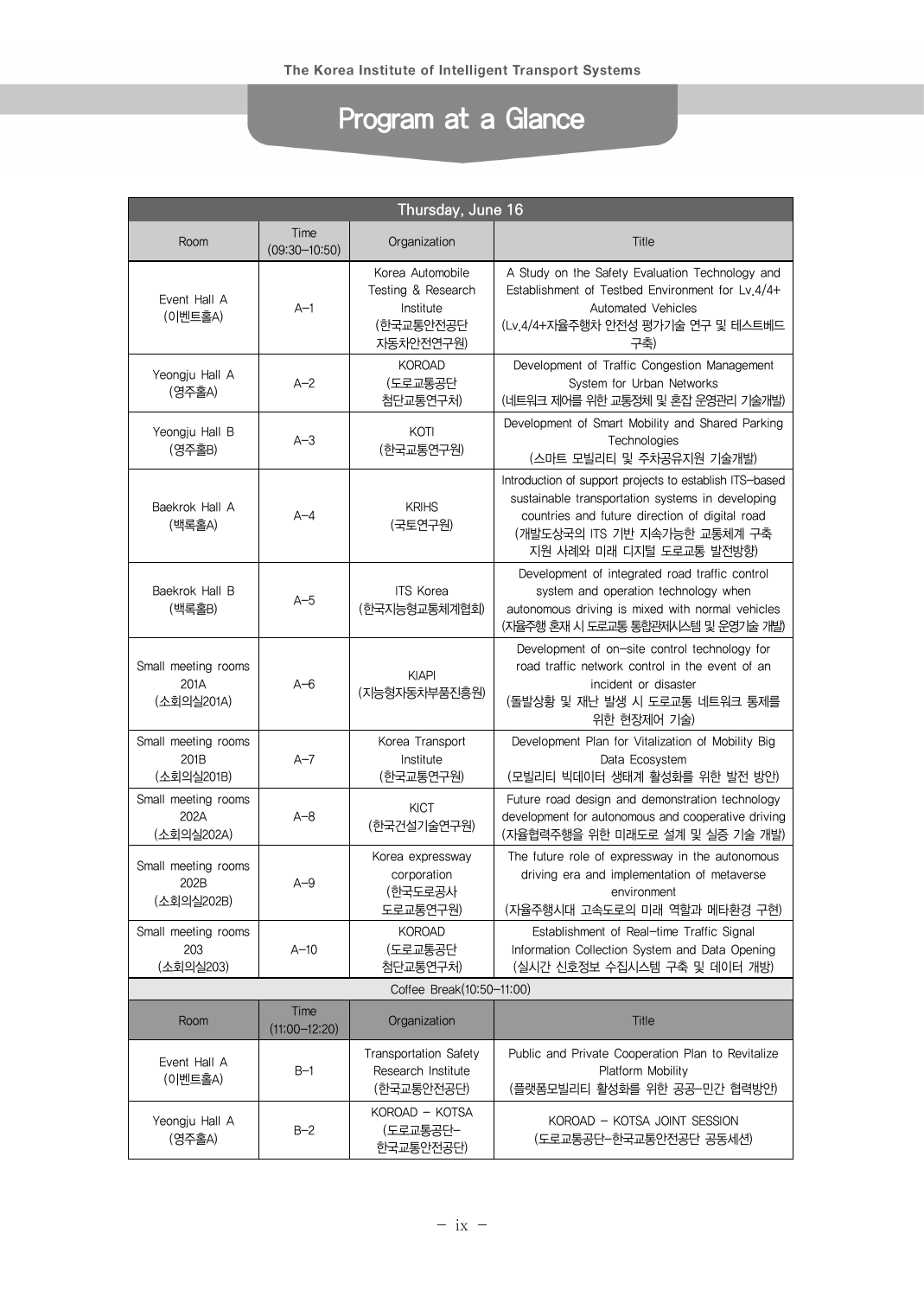# Program at a Glance

| Thursday, June 16 | | | |
|---|---|---|---|
| Room | Time (09:30–10:50) | Organization | Title |
| Event Hall A (이벤트홀A) | A–1 | Korea Automobile Testing & Research Institute (한국교통안전공단 자동차안전연구원) | A Study on the Safety Evaluation Technology and Establishment of Testbed Environment for Lv.4/4+ Automated Vehicles (Lv.4/4+자율주행차 안전성 평가기술 연구 및 테스트베드 구축) |
| Yeongju Hall A (영주홀A) | A–2 | KOROAD (도로교통공단 첨단교통연구처) | Development of Traffic Congestion Management System for Urban Networks (네트워크 제어를 위한 교통정체 및 혼잡 운영관리 기술개발) |
| Yeongju Hall B (영주홀B) | A–3 | KOTI (한국교통연구원) | Development of Smart Mobility and Shared Parking Technologies (스마트 모빌리티 및 주차공유지원 기술개발) |
| Baekrok Hall A (백록홀A) | A–4 | KRIHS (국토연구원) | Introduction of support projects to establish ITS–based sustainable transportation systems in developing countries and future direction of digital road (개발도상국의 ITS 기반 지속가능한 교통체계 구축 지원 사례와 미래 디지털 도로교통 발전방향) |
| Baekrok Hall B (백록홀B) | A–5 | ITS Korea (한국지능형교통체계협회) | Development of integrated road traffic control system and operation technology when autonomous driving is mixed with normal vehicles (자율주행 혼재 시 도로교통 통합관제시스템 및 운영기술 개발) |
| Small meeting rooms 201A (소회의실201A) | A–6 | KIAPI (지능형자동차부품진흥원) | Development of on–site control technology for road traffic network control in the event of an incident or disaster (돌발상황 및 재난 발생 시 도로교통 네트워크 통제를 위한 현장제어 기술) |
| Small meeting rooms 201B (소회의실201B) | A–7 | Korea Transport Institute (한국교통연구원) | Development Plan for Vitalization of Mobility Big Data Ecosystem (모빌리티 빅데이터 생태계 활성화를 위한 발전 방안) |
| Small meeting rooms 202A (소회의실202A) | A–8 | KICT (한국건설기술연구원) | Future road design and demonstration technology development for autonomous and cooperative driving (자율협력주행을 위한 미래도로 설계 및 실증 기술 개발) |
| Small meeting rooms 202B (소회의실202B) | A–9 | Korea expressway corporation (한국도로공사 도로교통연구원) | The future role of expressway in the autonomous driving era and implementation of metaverse environment (자율주행시대 고속도로의 미래 역할과 메타환경 구현) |
| Small meeting rooms 203 (소회의실203) | A–10 | KOROAD (도로교통공단 첨단교통연구처) | Establishment of Real–time Traffic Signal Information Collection System and Data Opening (실시간 신호정보 수집시스템 구축 및 데이터 개방) |
| Coffee Break(10:50–11:00) | | | |
| Room | Time (11:00–12:20) | Organization | Title |
| Event Hall A (이벤트홀A) | B–1 | Transportation Safety Research Institute (한국교통안전공단) | Public and Private Cooperation Plan to Revitalize Platform Mobility (플랫폼모빌리티 활성화를 위한 공공–민간 협력방안) |
| Yeongju Hall A (영주홀A) | B–2 | KOROAD – KOTSA (도로교통공단–한국교통안전공단) | KOROAD – KOTSA JOINT SESSION (도로교통공단–한국교통안전공단 공동세션) |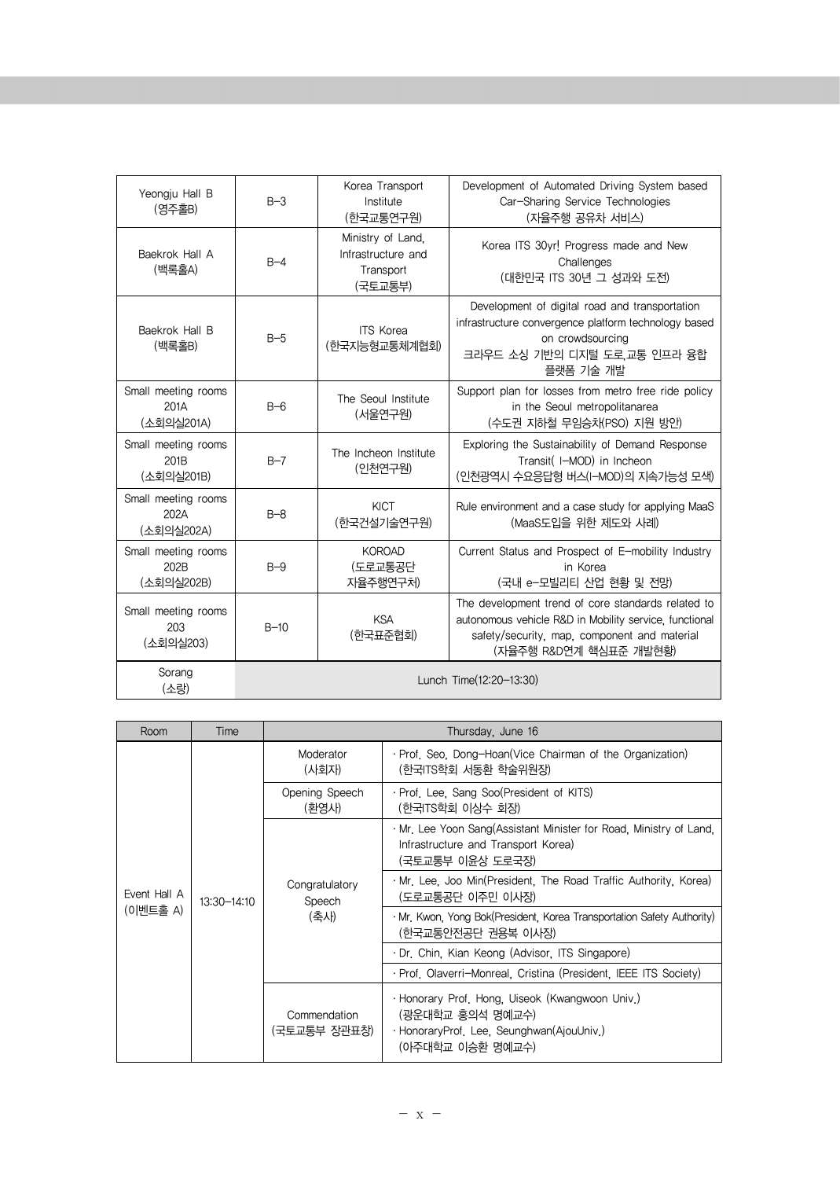| | | | |
|---|---|---|---|
| Yeongju Hall B (영주홀B) | B-3 | Korea Transport Institute (한국교통연구원) | Development of Automated Driving System based Car-Sharing Service Technologies (자율주행 공유차 서비스) |
| Baekrok Hall A (백록홀A) | B-4 | Ministry of Land, Infrastructure and Transport (국토교통부) | Korea ITS 30yr! Progress made and New Challenges (대한민국 ITS 30년 그 성과와 도전) |
| Baekrok Hall B (백록홀B) | B-5 | ITS Korea (한국지능형교통체계협회) | Development of digital road and transportation infrastructure convergence platform technology based on crowdsourcing 크라우드 소싱 기반의 디지털 도로,교통 인프라 융합 플랫폼 기술 개발 |
| Small meeting rooms 201A (소회의실201A) | B-6 | The Seoul Institute (서울연구원) | Support plan for losses from metro free ride policy in the Seoul metropolitanarea (수도권 지하철 무임승차(PSO) 지원 방안) |
| Small meeting rooms 201B (소회의실201B) | B-7 | The Incheon Institute (인천연구원) | Exploring the Sustainability of Demand Response Transit( I-MOD) in Incheon (인천광역시 수요응답형 버스(I-MOD)의 지속가능성 모색) |
| Small meeting rooms 202A (소회의실202A) | B-8 | KICT (한국건설기술연구원) | Rule environment and a case study for applying MaaS (MaaS도입을 위한 제도와 사례) |
| Small meeting rooms 202B (소회의실202B) | B-9 | KOROAD (도로교통공단 자율주행연구처) | Current Status and Prospect of E-mobility Industry in Korea (국내 e-모빌리티 산업 현황 및 전망) |
| Small meeting rooms 203 (소회의실203) | B-10 | KSA (한국표준협회) | The development trend of core standards related to autonomous vehicle R&D in Mobility service, functional safety/security, map, component and material (자율주행 R&D연계 핵심표준 개발현황) |
| Sorang (소랑) | Lunch Time(12:20-13:30) | | |

| Room | Time | Thursday, June 16 | |
|---|---|---|---|
| Event Hall A (이벤트홀 A) | 13:30-14:10 | Moderator (사회자) | · Prof. Seo, Dong-Hoan(Vice Chairman of the Organization) (한국ITS학회 서동환 학술위원장) |
| | | Opening Speech (환영사) | · Prof. Lee, Sang Soo(President of KITS) (한국ITS학회 이상수 회장) |
| | | Congratulatory Speech (축사) | · Mr. Lee Yoon Sang(Assistant Minister for Road, Ministry of Land, Infrastructure and Transport Korea) (국토교통부 이윤상 도로국장) |
| | | | · Mr. Lee, Joo Min(President, The Road Traffic Authority, Korea) (도로교통공단 이주민 이사장) |
| | | | · Mr. Kwon, Yong Bok(President, Korea Transportation Safety Authority) (한국교통안전공단 권용복 이사장) |
| | | | · Dr. Chin, Kian Keong (Advisor, ITS Singapore) |
| | | | · Prof. Olaverri-Monreal, Cristina (President, IEEE ITS Society) |
| | | Commendation (국토교통부 장관표창) | · Honorary Prof. Hong, Uiseok (Kwangwoon Univ.) (광운대학교 홍의석 명예교수) · HonoraryProf. Lee, Seunghwan(AjouUniv.) (아주대학교 이승환 명예교수) |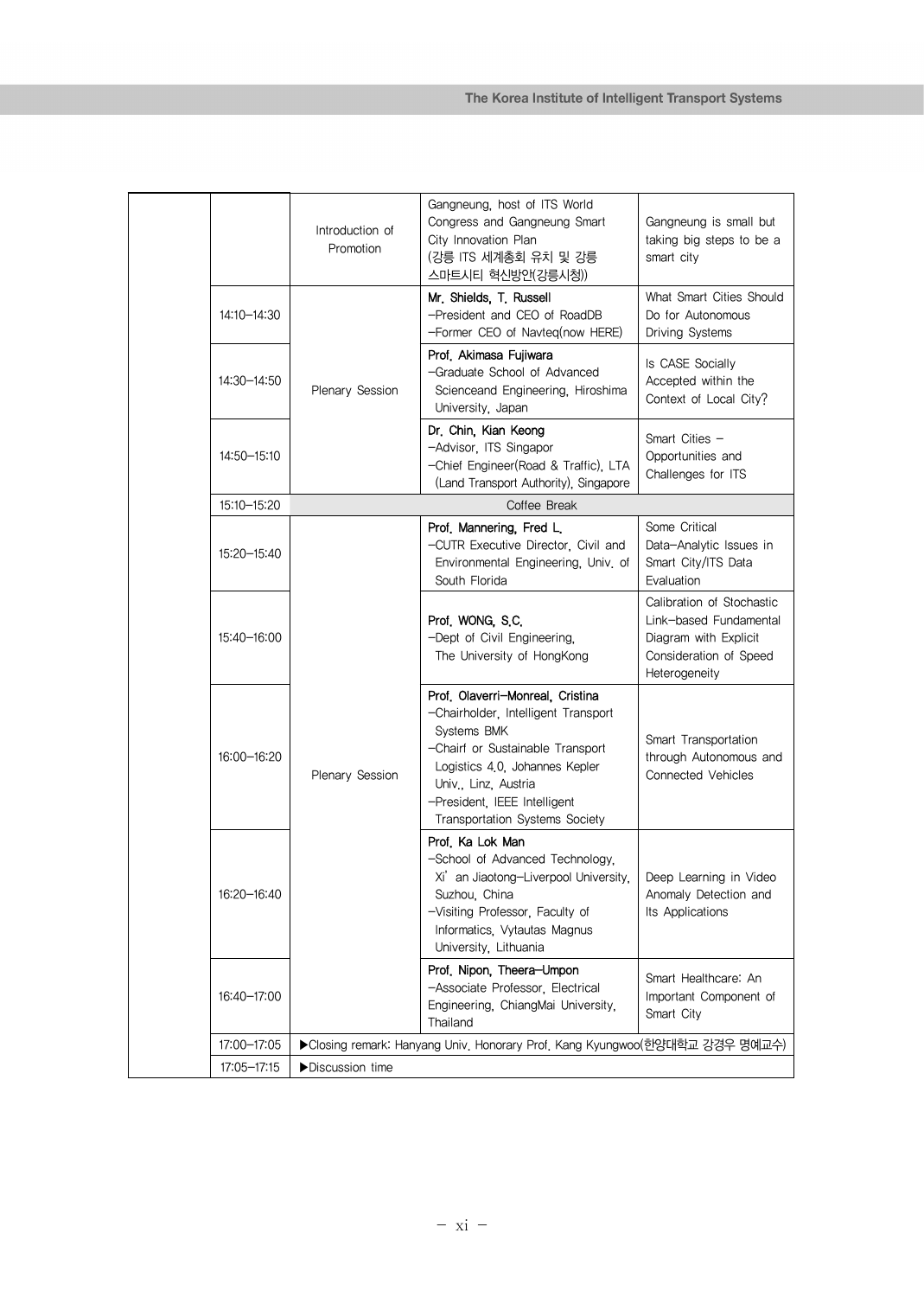| | Time | Session | Speaker | Title |
|---|---|---|---|---|
| | | Introduction of Promotion | Gangneung, host of ITS World Congress and Gangneung Smart City Innovation Plan (강릉 ITS 세계총회 유치 및 강릉 스마트시티 혁신방안(강릉시청)) | Gangneung is small but taking big steps to be a smart city |
| | 14:10–14:30 | Plenary Session | **Mr. Shields, T. Russell** –President and CEO of RoadDB –Former CEO of Navteq(now HERE) | What Smart Cities Should Do for Autonomous Driving Systems |
| | 14:30–14:50 | | **Prof. Akimasa Fujiwara** –Graduate School of Advanced Scienceand Engineering, Hiroshima University, Japan | Is CASE Socially Accepted within the Context of Local City? |
| | 14:50–15:10 | | **Dr. Chin, Kian Keong** –Advisor, ITS Singapor –Chief Engineer(Road & Traffic), LTA (Land Transport Authority), Singapore | Smart Cities – Opportunities and Challenges for ITS |
| | 15:10–15:20 | Coffee Break | | |
| | 15:20–15:40 | Plenary Session | **Prof. Mannering, Fred L.** –CUTR Executive Director, Civil and Environmental Engineering, Univ. of South Florida | Some Critical Data–Analytic Issues in Smart City/ITS Data Evaluation |
| | 15:40–16:00 | | **Prof. WONG, S.C.** –Dept of Civil Engineering, The University of HongKong | Calibration of Stochastic Link–based Fundamental Diagram with Explicit Consideration of Speed Heterogeneity |
| | 16:00–16:20 | | **Prof. Olaverri–Monreal, Cristina** –Chairholder, Intelligent Transport Systems BMK –Chairf or Sustainable Transport Logistics 4.0, Johannes Kepler Univ., Linz, Austria –President, IEEE Intelligent Transportation Systems Society | Smart Transportation through Autonomous and Connected Vehicles |
| | 16:20–16:40 | | **Prof. Ka Lok Man** –School of Advanced Technology, Xi' an Jiaotong–Liverpool University, Suzhou, China –Visiting Professor, Faculty of Informatics, Vytautas Magnus University, Lithuania | Deep Learning in Video Anomaly Detection and Its Applications |
| | 16:40–17:00 | | **Prof. Nipon, Theera–Umpon** –Associate Professor, Electrical Engineering, ChiangMai University, Thailand | Smart Healthcare: An Important Component of Smart City |
| | 17:00–17:05 | ▶Closing remark: Hanyang Univ. Honorary Prof. Kang Kyungwoo(한양대학교 강경우 명예교수) | | |
| | 17:05–17:15 | ▶Discussion time | | |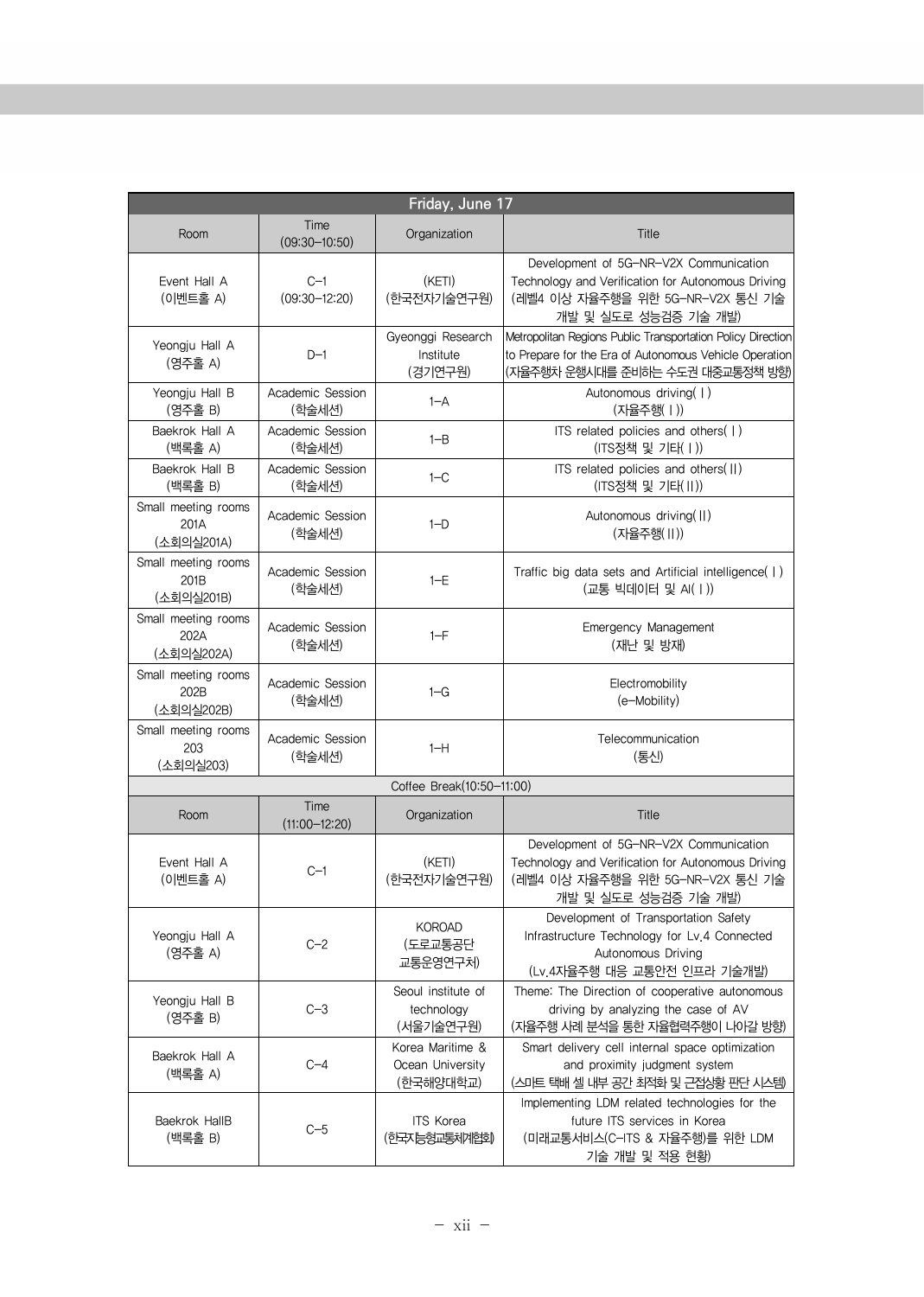| Friday, June 17 | | | |
|---|---|---|---|
| Room | Time (09:30–10:50) | Organization | Title |
| Event Hall A (이벤트홀 A) | C-1 (09:30–12:20) | (KETI) (한국전자기술연구원) | Development of 5G-NR-V2X Communication Technology and Verification for Autonomous Driving (레벨4 이상 자율주행을 위한 5G-NR-V2X 통신 기술 개발 및 실도로 성능검증 기술 개발) |
| Yeongju Hall A (영주홀 A) | D-1 | Gyeonggi Research Institute (경기연구원) | Metropolitan Regions Public Transportation Policy Direction to Prepare for the Era of Autonomous Vehicle Operation (자율주행차 운행시대를 준비하는 수도권 대중교통정책 방향) |
| Yeongju Hall B (영주홀 B) | Academic Session (학술세션) | 1-A | Autonomous driving(Ⅰ) (자율주행(Ⅰ)) |
| Baekrok Hall A (백록홀 A) | Academic Session (학술세션) | 1-B | ITS related policies and others(Ⅰ) (ITS정책 및 기타(Ⅰ)) |
| Baekrok Hall B (백록홀 B) | Academic Session (학술세션) | 1-C | ITS related policies and others(Ⅱ) (ITS정책 및 기타(Ⅱ)) |
| Small meeting rooms 201A (소회의실201A) | Academic Session (학술세션) | 1-D | Autonomous driving(Ⅱ) (자율주행(Ⅱ)) |
| Small meeting rooms 201B (소회의실201B) | Academic Session (학술세션) | 1-E | Traffic big data sets and Artificial intelligence(Ⅰ) (교통 빅데이터 및 AI(Ⅰ)) |
| Small meeting rooms 202A (소회의실202A) | Academic Session (학술세션) | 1-F | Emergency Management (재난 및 방재) |
| Small meeting rooms 202B (소회의실202B) | Academic Session (학술세션) | 1-G | Electromobility (e-Mobility) |
| Small meeting rooms 203 (소회의실203) | Academic Session (학술세션) | 1-H | Telecommunication (통신) |
| Coffee Break(10:50–11:00) | | | |
| Room | Time (11:00–12:20) | Organization | Title |
| Event Hall A (이벤트홀 A) | C-1 | (KETI) (한국전자기술연구원) | Development of 5G-NR-V2X Communication Technology and Verification for Autonomous Driving (레벨4 이상 자율주행을 위한 5G-NR-V2X 통신 기술 개발 및 실도로 성능검증 기술 개발) |
| Yeongju Hall A (영주홀 A) | C-2 | KOROAD (도로교통공단 교통운영연구처) | Development of Transportation Safety Infrastructure Technology for Lv.4 Connected Autonomous Driving (Lv.4자율주행 대응 교통안전 인프라 기술개발) |
| Yeongju Hall B (영주홀 B) | C-3 | Seoul institute of technology (서울기술연구원) | Theme: The Direction of cooperative autonomous driving by analyzing the case of AV (자율주행 사례 분석을 통한 자율협력주행이 나아갈 방향) |
| Baekrok Hall A (백록홀 A) | C-4 | Korea Maritime & Ocean University (한국해양대학교) | Smart delivery cell internal space optimization and proximity judgment system (스마트 택배 셀 내부 공간 최적화 및 근접상황 판단 시스템) |
| Baekrok HallB (백록홀 B) | C-5 | ITS Korea (한국지능형교통체계협회) | Implementing LDM related technologies for the future ITS services in Korea (미래교통서비스(C-ITS & 자율주행)를 위한 LDM 기술 개발 및 적용 현황) |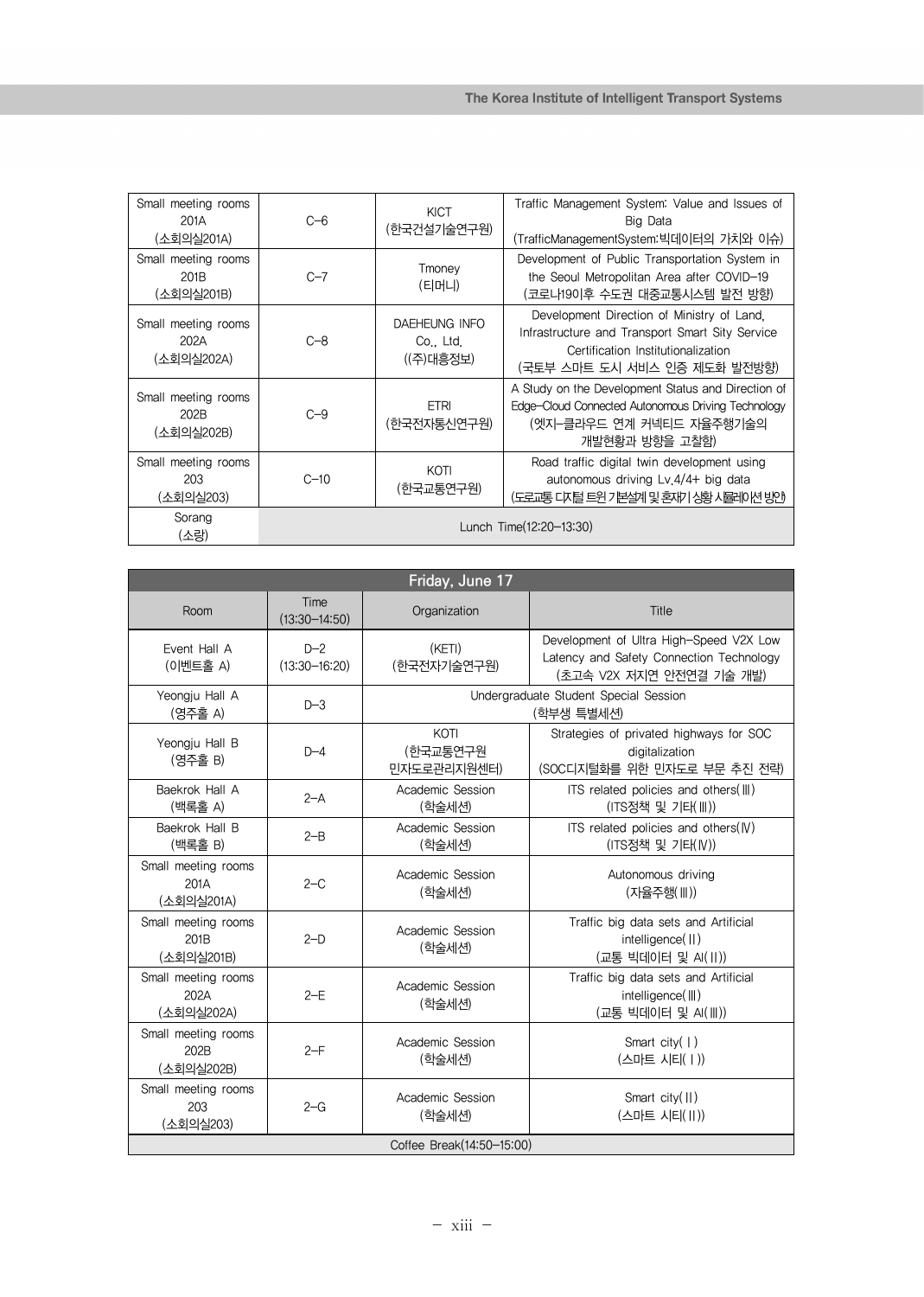| Small meeting rooms 201A (소회의실201A) | C–6 | KICT (한국건설기술연구원) | Traffic Management System: Value and Issues of Big Data (TrafficManagementSystem:빅데이터의 가치와 이슈) |
|---|---|---|---|
| Small meeting rooms 201B (소회의실201B) | C–7 | Tmoney (티머니) | Development of Public Transportation System in the Seoul Metropolitan Area after COVID–19 (코로나19이후 수도권 대중교통시스템 발전 방향) |
| Small meeting rooms 202A (소회의실202A) | C–8 | DAEHEUNG INFO Co., Ltd. ((주)대흥정보) | Development Direction of Ministry of Land, Infrastructure and Transport Smart Sity Service Certification Institutionalization (국토부 스마트 도시 서비스 인증 제도화 발전방향) |
| Small meeting rooms 202B (소회의실202B) | C–9 | ETRI (한국전자통신연구원) | A Study on the Development Status and Direction of Edge–Cloud Connected Autonomous Driving Technology (엣지–클라우드 연계 커넥티드 자율주행기술의 개발현황과 방향을 고찰함) |
| Small meeting rooms 203 (소회의실203) | C–10 | KOTI (한국교통연구원) | Road traffic digital twin development using autonomous driving Lv.4/4+ big data (도로교통 디지털 트윈 기본설계 및 혼재기 상황 시뮬레이션 방안) |
| Sorang (소랑) | Lunch Time(12:20–13:30) | | |

| Friday, June 17 | | | |
|---|---|---|---|
| Room | Time (13:30–14:50) | Organization | Title |
| Event Hall A (이벤트홀 A) | D–2 (13:30–16:20) | (KETI) (한국전자기술연구원) | Development of Ultra High–Speed V2X Low Latency and Safety Connection Technology (초고속 V2X 저지연 안전연결 기술 개발) |
| Yeongju Hall A (영주홀 A) | D–3 | Undergraduate Student Special Session (학부생 특별세션) | |
| Yeongju Hall B (영주홀 B) | D–4 | KOTI (한국교통연구원 민자도로관리지원센터) | Strategies of privated highways for SOC digitalization (SOC디지털화를 위한 민자도로 부문 추진 전략) |
| Baekrok Hall A (백록홀 A) | 2–A | Academic Session (학술세션) | ITS related policies and others(Ⅲ) (ITS정책 및 기타(Ⅲ)) |
| Baekrok Hall B (백록홀 B) | 2–B | Academic Session (학술세션) | ITS related policies and others(Ⅳ) (ITS정책 및 기타(Ⅳ)) |
| Small meeting rooms 201A (소회의실201A) | 2–C | Academic Session (학술세션) | Autonomous driving (자율주행(Ⅲ)) |
| Small meeting rooms 201B (소회의실201B) | 2–D | Academic Session (학술세션) | Traffic big data sets and Artificial intelligence(Ⅱ) (교통 빅데이터 및 AI(Ⅱ)) |
| Small meeting rooms 202A (소회의실202A) | 2–E | Academic Session (학술세션) | Traffic big data sets and Artificial intelligence(Ⅲ) (교통 빅데이터 및 AI(Ⅲ)) |
| Small meeting rooms 202B (소회의실202B) | 2–F | Academic Session (학술세션) | Smart city(Ⅰ) (스마트 시티(Ⅰ)) |
| Small meeting rooms 203 (소회의실203) | 2–G | Academic Session (학술세션) | Smart city(Ⅱ) (스마트 시티(Ⅱ)) |
| Coffee Break(14:50–15:00) | | | |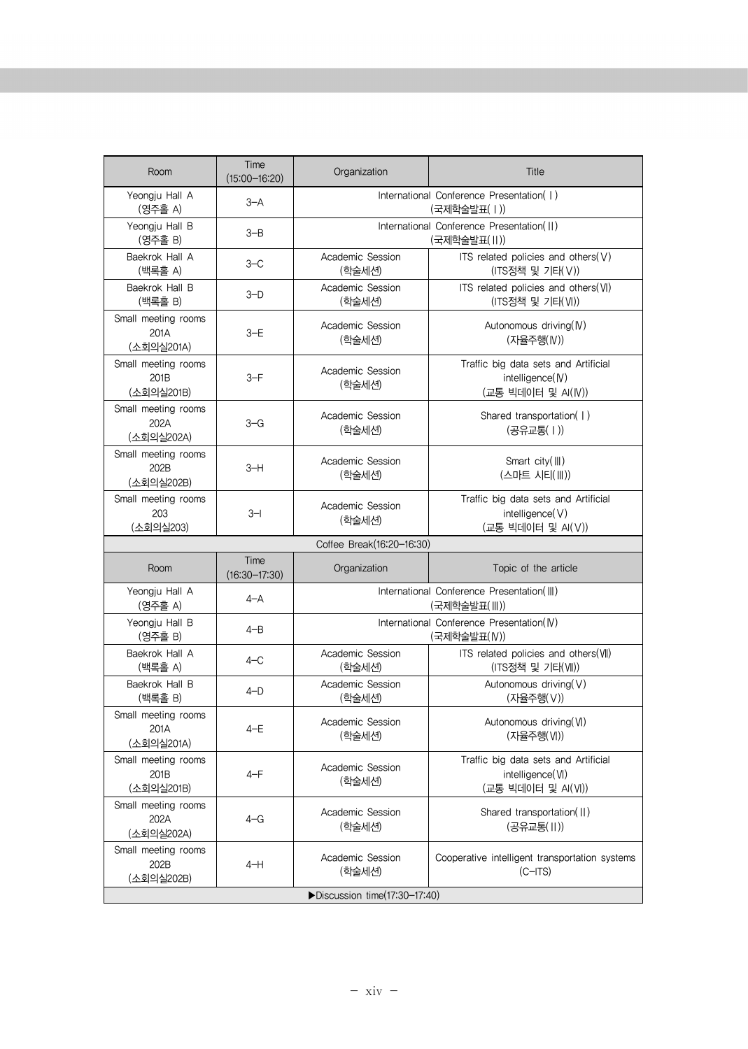| Room | Time (15:00–16:20) | Organization | Title |
|---|---|---|---|
| Yeongju Hall A (영주홀 A) | 3–A | International Conference Presentation( I ) (국제학술발표( I )) | |
| Yeongju Hall B (영주홀 B) | 3–B | International Conference Presentation( II ) (국제학술발표( II )) | |
| Baekrok Hall A (백록홀 A) | 3–C | Academic Session (학술세션) | ITS related policies and others(Ⅴ) (ITS정책 및 기타(Ⅴ)) |
| Baekrok Hall B (백록홀 B) | 3–D | Academic Session (학술세션) | ITS related policies and others(Ⅵ) (ITS정책 및 기타(Ⅵ)) |
| Small meeting rooms 201A (소회의실201A) | 3–E | Academic Session (학술세션) | Autonomous driving(Ⅳ) (자율주행(Ⅳ)) |
| Small meeting rooms 201B (소회의실201B) | 3–F | Academic Session (학술세션) | Traffic big data sets and Artificial intelligence(Ⅳ) (교통 빅데이터 및 AI(Ⅳ)) |
| Small meeting rooms 202A (소회의실202A) | 3–G | Academic Session (학술세션) | Shared transportation( I ) (공유교통( I )) |
| Small meeting rooms 202B (소회의실202B) | 3–H | Academic Session (학술세션) | Smart city(Ⅲ) (스마트 시티(Ⅲ)) |
| Small meeting rooms 203 (소회의실203) | 3–I | Academic Session (학술세션) | Traffic big data sets and Artificial intelligence(Ⅴ) (교통 빅데이터 및 AI(Ⅴ)) |
| Coffee Break(16:20–16:30) | | | |
| Room | Time (16:30–17:30) | Organization | Topic of the article |
| Yeongju Hall A (영주홀 A) | 4–A | International Conference Presentation(Ⅲ) (국제학술발표(Ⅲ)) | |
| Yeongju Hall B (영주홀 B) | 4–B | International Conference Presentation(Ⅳ) (국제학술발표(Ⅳ)) | |
| Baekrok Hall A (백록홀 A) | 4–C | Academic Session (학술세션) | ITS related policies and others(Ⅶ) (ITS정책 및 기타(Ⅶ)) |
| Baekrok Hall B (백록홀 B) | 4–D | Academic Session (학술세션) | Autonomous driving(Ⅴ) (자율주행(Ⅴ)) |
| Small meeting rooms 201A (소회의실201A) | 4–E | Academic Session (학술세션) | Autonomous driving(Ⅵ) (자율주행(Ⅵ)) |
| Small meeting rooms 201B (소회의실201B) | 4–F | Academic Session (학술세션) | Traffic big data sets and Artificial intelligence(Ⅵ) (교통 빅데이터 및 AI(Ⅵ)) |
| Small meeting rooms 202A (소회의실202A) | 4–G | Academic Session (학술세션) | Shared transportation( II ) (공유교통( II )) |
| Small meeting rooms 202B (소회의실202B) | 4–H | Academic Session (학술세션) | Cooperative intelligent transportation systems (C–ITS) |
| ▶Discussion time(17:30–17:40) | | | |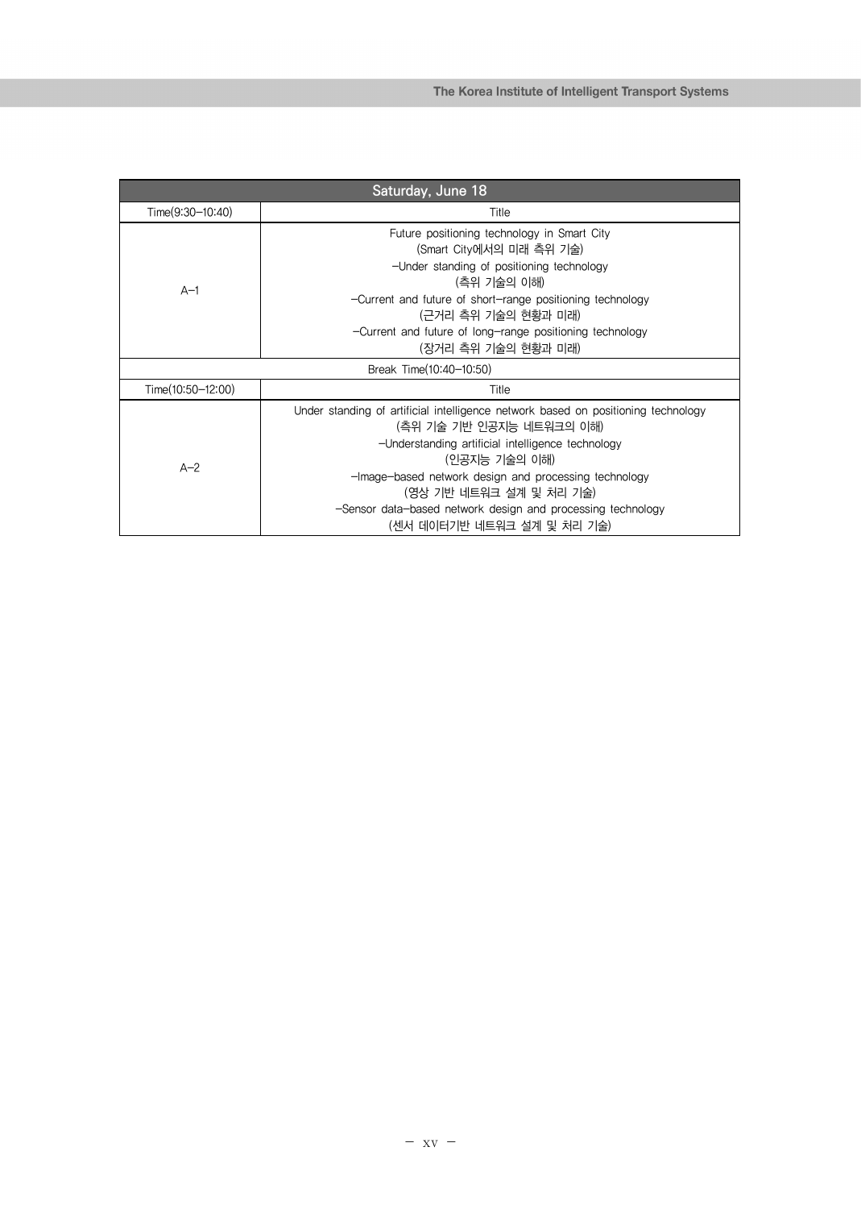| Saturday, June 18 | |
|---|---|
| Time(9:30–10:40) | Title |
| A–1 | Future positioning technology in Smart City<br>(Smart City에서의 미래 측위 기술)<br>–Under standing of positioning technology<br>(측위 기술의 이해)<br>–Current and future of short–range positioning technology<br>(근거리 측위 기술의 현황과 미래)<br>–Current and future of long–range positioning technology<br>(장거리 측위 기술의 현황과 미래) |
| Break Time(10:40–10:50) | |
| Time(10:50–12:00) | Title |
| A–2 | Under standing of artificial intelligence network based on positioning technology<br>(측위 기술 기반 인공지능 네트워크의 이해)<br>–Understanding artificial intelligence technology<br>(인공지능 기술의 이해)<br>–Image–based network design and processing technology<br>(영상 기반 네트워크 설계 및 처리 기술)<br>–Sensor data–based network design and processing technology<br>(센서 데이터기반 네트워크 설계 및 처리 기술) |